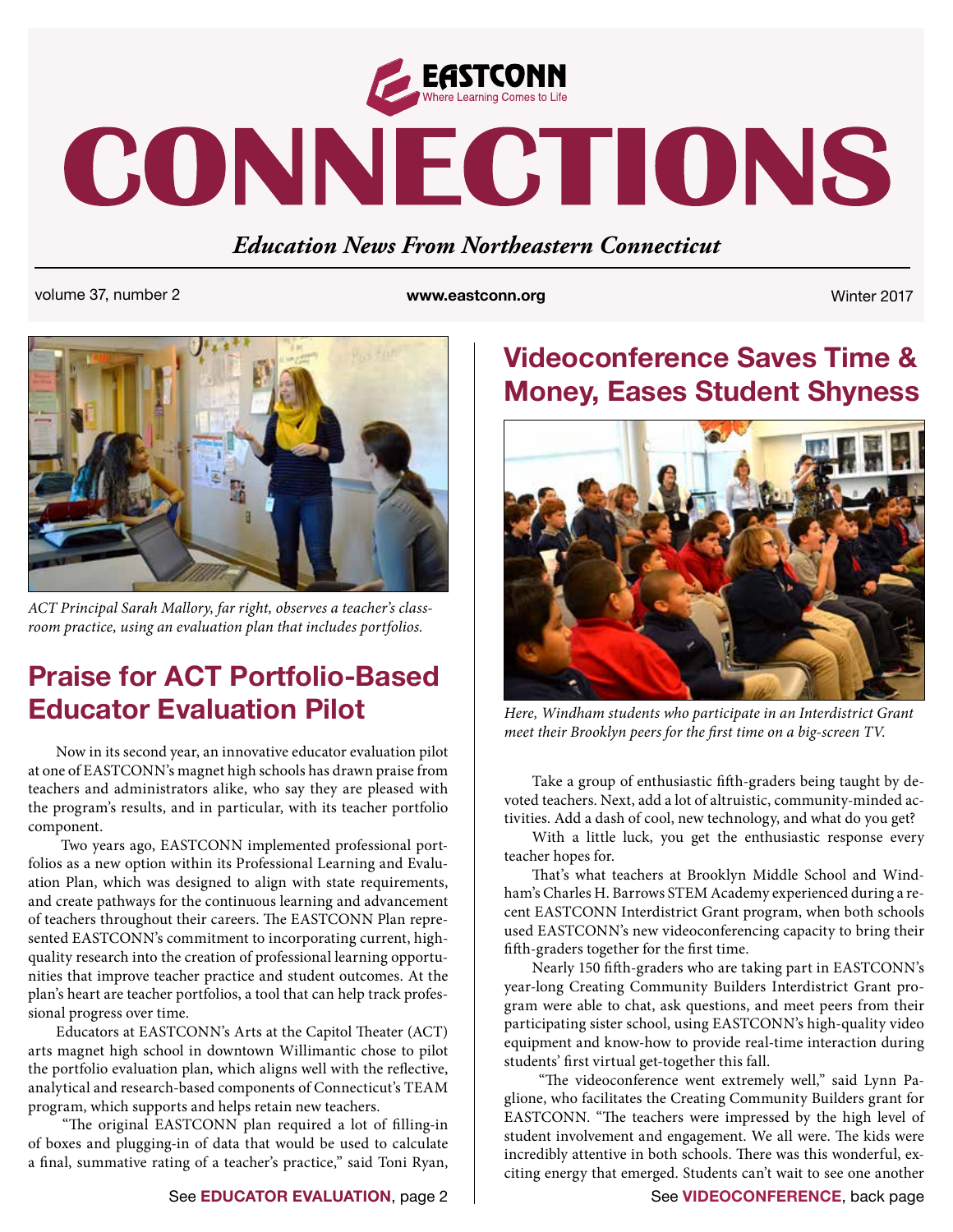# EASTCONN CONNECTIONS

Where Learning Comes to Life

*Education News From Northeastern Connecticut*

volume 37, number 2 | www.eastconn.org | Winter 2017

*ACT Principal Sarah Mallory, far right, observes a teacher's classroom practice, using an evaluation plan that includes portfolios.*

## Praise for ACT Portfolio-Based Educator Evaluation Pilot

Now in its second year, an innovative educator evaluation pilot at one of EASTCONN's magnet high schools has drawn praise from teachers and administrators alike, who say they are pleased with the program's results, and in particular, with its teacher portfolio component.

Two years ago, EASTCONN implemented professional portfolios as a new option within its Professional Learning and Evaluation Plan, which was designed to align with state requirements, and create pathways for the continuous learning and advancement of teachers throughout their careers. The EASTCONN Plan represented EASTCONN's commitment to incorporating current, high-quality research into the creation of professional learning opportunities that improve teacher practice and student outcomes. At the plan's heart are teacher portfolios, a tool that can help track professional progress over time.

Educators at EASTCONN's Arts at the Capitol Theater (ACT) arts magnet high school in downtown Willimantic chose to pilot the portfolio evaluation plan, which aligns well with the reflective, analytical and research-based components of Connecticut's TEAM program, which supports and helps retain new teachers.

"The original EASTCONN plan required a lot of filling-in of boxes and plugging-in of data that would be used to calculate a final, summative rating of a teacher's practice," said Toni Ryan,

See **EDUCATOR EVALUATION**, page 2

## Videoconference Saves Time & Money, Eases Student Shyness

*Here, Windham students who participate in an Interdistrict Grant meet their Brooklyn peers for the first time on a big-screen TV.*

Take a group of enthusiastic fifth-graders being taught by devoted teachers. Next, add a lot of altruistic, community-minded activities. Add a dash of cool, new technology, and what do you get?

With a little luck, you get the enthusiastic response every teacher hopes for.

That's what teachers at Brooklyn Middle School and Windham's Charles H. Barrows STEM Academy experienced during a recent EASTCONN Interdistrict Grant program, when both schools used EASTCONN's new videoconferencing capacity to bring their fifth-graders together for the first time.

Nearly 150 fifth-graders who are taking part in EASTCONN's year-long Creating Community Builders Interdistrict Grant program were able to chat, ask questions, and meet peers from their participating sister school, using EASTCONN's high-quality video equipment and know-how to provide real-time interaction during students' first virtual get-together this fall.

"The videoconference went extremely well," said Lynn Paglione, who facilitates the Creating Community Builders grant for EASTCONN. "The teachers were impressed by the high level of student involvement and engagement. We all were. The kids were incredibly attentive in both schools. There was this wonderful, exciting energy that emerged. Students can't wait to see one another

See **VIDEOCONFERENCE**, back page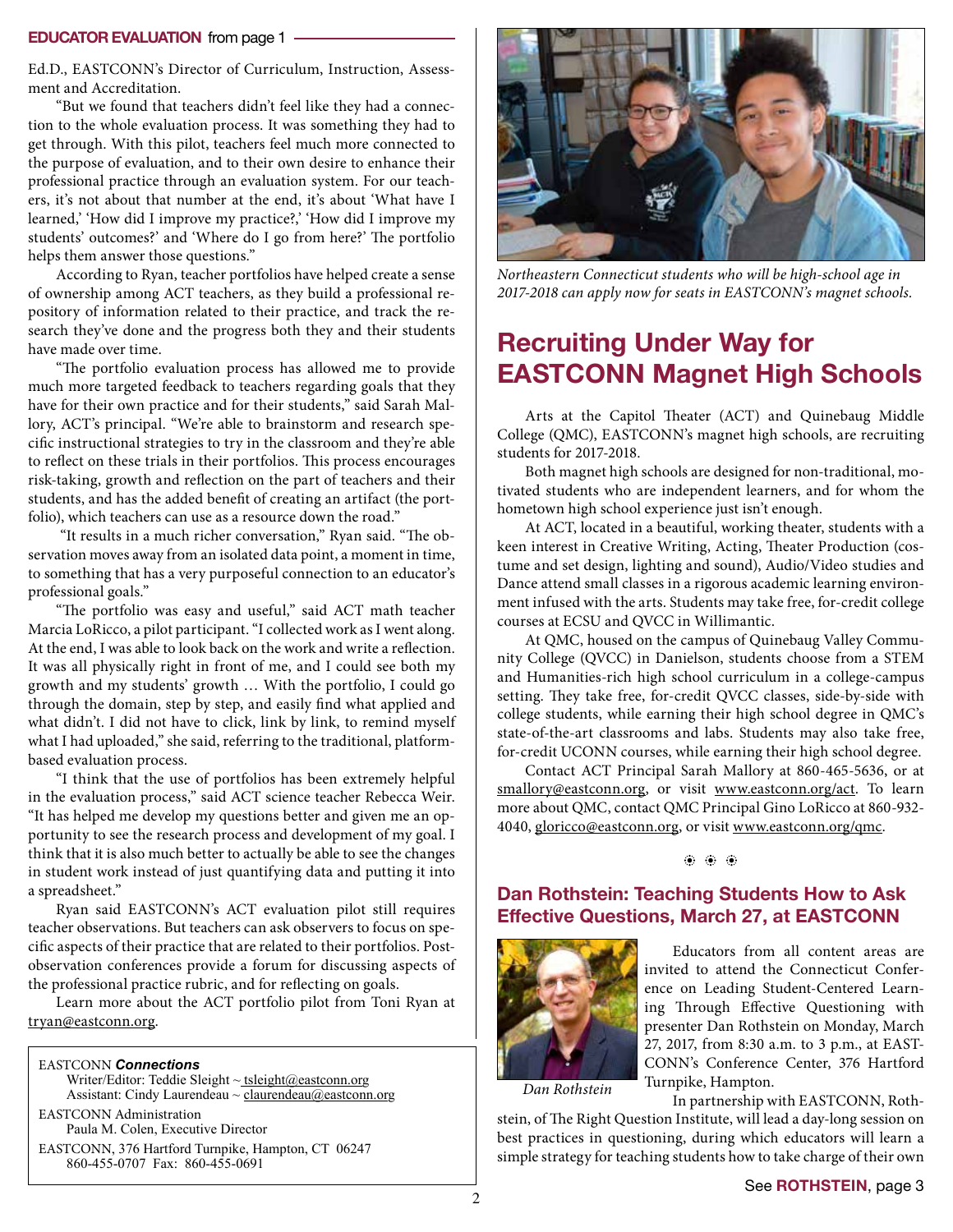**EDUCATOR EVALUATION** from page 1

Ed.D., EASTCONN's Director of Curriculum, Instruction, Assessment and Accreditation.

"But we found that teachers didn't feel like they had a connection to the whole evaluation process. It was something they had to get through. With this pilot, teachers feel much more connected to the purpose of evaluation, and to their own desire to enhance their professional practice through an evaluation system. For our teachers, it's not about that number at the end, it's about 'What have I learned,' 'How did I improve my practice?,' 'How did I improve my students' outcomes?' and 'Where do I go from here?' The portfolio helps them answer those questions."

According to Ryan, teacher portfolios have helped create a sense of ownership among ACT teachers, as they build a professional repository of information related to their practice, and track the research they've done and the progress both they and their students have made over time.

"The portfolio evaluation process has allowed me to provide much more targeted feedback to teachers regarding goals that they have for their own practice and for their students," said Sarah Mallory, ACT's principal. "We're able to brainstorm and research specific instructional strategies to try in the classroom and they're able to reflect on these trials in their portfolios. This process encourages risk-taking, growth and reflection on the part of teachers and their students, and has the added benefit of creating an artifact (the portfolio), which teachers can use as a resource down the road."

"It results in a much richer conversation," Ryan said. "The observation moves away from an isolated data point, a moment in time, to something that has a very purposeful connection to an educator's professional goals."

"The portfolio was easy and useful," said ACT math teacher Marcia LoRicco, a pilot participant. "I collected work as I went along. At the end, I was able to look back on the work and write a reflection. It was all physically right in front of me, and I could see both my growth and my students' growth … With the portfolio, I could go through the domain, step by step, and easily find what applied and what didn't. I did not have to click, link by link, to remind myself what I had uploaded," she said, referring to the traditional, platform-based evaluation process.

"I think that the use of portfolios has been extremely helpful in the evaluation process," said ACT science teacher Rebecca Weir. "It has helped me develop my questions better and given me an opportunity to see the research process and development of my goal. I think that it is also much better to actually be able to see the changes in student work instead of just quantifying data and putting it into a spreadsheet."

Ryan said EASTCONN's ACT evaluation pilot still requires teacher observations. But teachers can ask observers to focus on specific aspects of their practice that are related to their portfolios. Post-observation conferences provide a forum for discussing aspects of the professional practice rubric, and for reflecting on goals.

Learn more about the ACT portfolio pilot from Toni Ryan at tryan@eastconn.org.

EASTCONN ***Connections***
Writer/Editor: Teddie Sleight ~ tsleight@eastconn.org
Assistant: Cindy Laurendeau ~ claurendeau@eastconn.org

EASTCONN Administration
Paula M. Colen, Executive Director

EASTCONN, 376 Hartford Turnpike, Hampton, CT 06247
860-455-0707 Fax: 860-455-0691

*Northeastern Connecticut students who will be high-school age in 2017-2018 can apply now for seats in EASTCONN's magnet schools.*

## Recruiting Under Way for EASTCONN Magnet High Schools

Arts at the Capitol Theater (ACT) and Quinebaug Middle College (QMC), EASTCONN's magnet high schools, are recruiting students for 2017-2018.

Both magnet high schools are designed for non-traditional, motivated students who are independent learners, and for whom the hometown high school experience just isn't enough.

At ACT, located in a beautiful, working theater, students with a keen interest in Creative Writing, Acting, Theater Production (costume and set design, lighting and sound), Audio/Video studies and Dance attend small classes in a rigorous academic learning environment infused with the arts. Students may take free, for-credit college courses at ECSU and QVCC in Willimantic.

At QMC, housed on the campus of Quinebaug Valley Community College (QVCC) in Danielson, students choose from a STEM and Humanities-rich high school curriculum in a college-campus setting. They take free, for-credit QVCC classes, side-by-side with college students, while earning their high school degree in QMC's state-of-the-art classrooms and labs. Students may also take free, for-credit UCONN courses, while earning their high school degree.

Contact ACT Principal Sarah Mallory at 860-465-5636, or at smallory@eastconn.org, or visit www.eastconn.org/act. To learn more about QMC, contact QMC Principal Gino LoRicco at 860-932-4040, gloricco@eastconn.org, or visit www.eastconn.org/qmc.

### Dan Rothstein: Teaching Students How to Ask Effective Questions, March 27, at EASTCONN

*Dan Rothstein*

Educators from all content areas are invited to attend the Connecticut Conference on Leading Student-Centered Learning Through Effective Questioning with presenter Dan Rothstein on Monday, March 27, 2017, from 8:30 a.m. to 3 p.m., at EASTCONN's Conference Center, 376 Hartford Turnpike, Hampton.

In partnership with EASTCONN, Rothstein, of The Right Question Institute, will lead a day-long session on best practices in questioning, during which educators will learn a simple strategy for teaching students how to take charge of their own

See **ROTHSTEIN**, page 3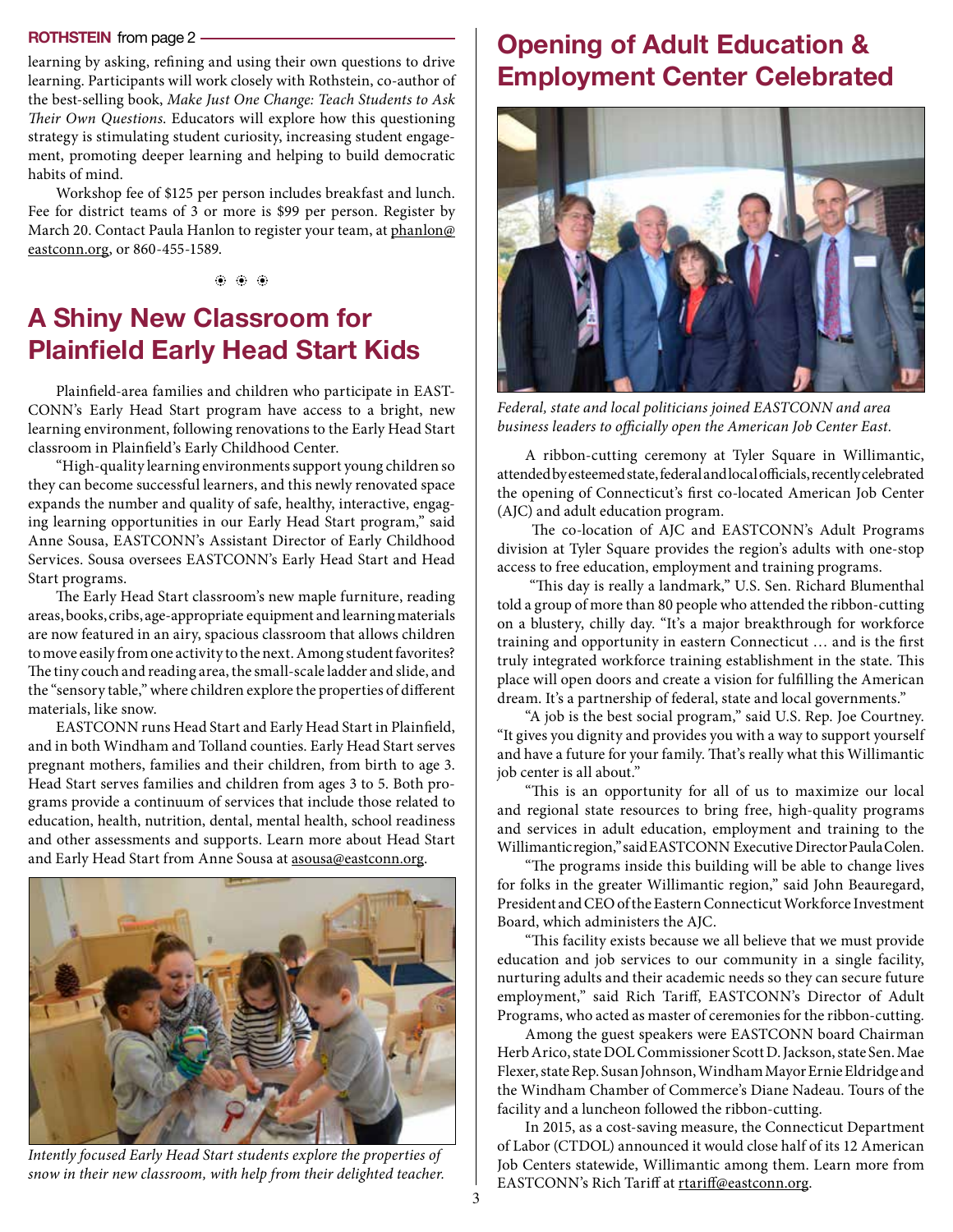**ROTHSTEIN** from page 2

learning by asking, refining and using their own questions to drive learning. Participants will work closely with Rothstein, co-author of the best-selling book, *Make Just One Change: Teach Students to Ask Their Own Questions*. Educators will explore how this questioning strategy is stimulating student curiosity, increasing student engagement, promoting deeper learning and helping to build democratic habits of mind.

Workshop fee of $125 per person includes breakfast and lunch. Fee for district teams of 3 or more is $99 per person. Register by March 20. Contact Paula Hanlon to register your team, at phanlon@eastconn.org, or 860-455-1589.

## A Shiny New Classroom for Plainfield Early Head Start Kids

Plainfield-area families and children who participate in EASTCONN's Early Head Start program have access to a bright, new learning environment, following renovations to the Early Head Start classroom in Plainfield's Early Childhood Center.

"High-quality learning environments support young children so they can become successful learners, and this newly renovated space expands the number and quality of safe, healthy, interactive, engaging learning opportunities in our Early Head Start program," said Anne Sousa, EASTCONN's Assistant Director of Early Childhood Services. Sousa oversees EASTCONN's Early Head Start and Head Start programs.

The Early Head Start classroom's new maple furniture, reading areas, books, cribs, age-appropriate equipment and learning materials are now featured in an airy, spacious classroom that allows children to move easily from one activity to the next. Among student favorites? The tiny couch and reading area, the small-scale ladder and slide, and the "sensory table," where children explore the properties of different materials, like snow.

EASTCONN runs Head Start and Early Head Start in Plainfield, and in both Windham and Tolland counties. Early Head Start serves pregnant mothers, families and their children, from birth to age 3. Head Start serves families and children from ages 3 to 5. Both programs provide a continuum of services that include those related to education, health, nutrition, dental, mental health, school readiness and other assessments and supports. Learn more about Head Start and Early Head Start from Anne Sousa at asousa@eastconn.org.

*Intently focused Early Head Start students explore the properties of snow in their new classroom, with help from their delighted teacher.*

## Opening of Adult Education & Employment Center Celebrated

*Federal, state and local politicians joined EASTCONN and area business leaders to officially open the American Job Center East.*

A ribbon-cutting ceremony at Tyler Square in Willimantic, attended by esteemed state, federal and local officials, recently celebrated the opening of Connecticut's first co-located American Job Center (AJC) and adult education program.

The co-location of AJC and EASTCONN's Adult Programs division at Tyler Square provides the region's adults with one-stop access to free education, employment and training programs.

"This day is really a landmark," U.S. Sen. Richard Blumenthal told a group of more than 80 people who attended the ribbon-cutting on a blustery, chilly day. "It's a major breakthrough for workforce training and opportunity in eastern Connecticut … and is the first truly integrated workforce training establishment in the state. This place will open doors and create a vision for fulfilling the American dream. It's a partnership of federal, state and local governments."

"A job is the best social program," said U.S. Rep. Joe Courtney. "It gives you dignity and provides you with a way to support yourself and have a future for your family. That's really what this Willimantic job center is all about."

"This is an opportunity for all of us to maximize our local and regional state resources to bring free, high-quality programs and services in adult education, employment and training to the Willimantic region," said EASTCONN Executive Director Paula Colen.

"The programs inside this building will be able to change lives for folks in the greater Willimantic region," said John Beauregard, President and CEO of the Eastern Connecticut Workforce Investment Board, which administers the AJC.

"This facility exists because we all believe that we must provide education and job services to our community in a single facility, nurturing adults and their academic needs so they can secure future employment," said Rich Tariff, EASTCONN's Director of Adult Programs, who acted as master of ceremonies for the ribbon-cutting.

Among the guest speakers were EASTCONN board Chairman Herb Arico, state DOL Commissioner Scott D. Jackson, state Sen. Mae Flexer, state Rep. Susan Johnson, Windham Mayor Ernie Eldridge and the Windham Chamber of Commerce's Diane Nadeau. Tours of the facility and a luncheon followed the ribbon-cutting.

In 2015, as a cost-saving measure, the Connecticut Department of Labor (CTDOL) announced it would close half of its 12 American Job Centers statewide, Willimantic among them. Learn more from EASTCONN's Rich Tariff at rtariff@eastconn.org.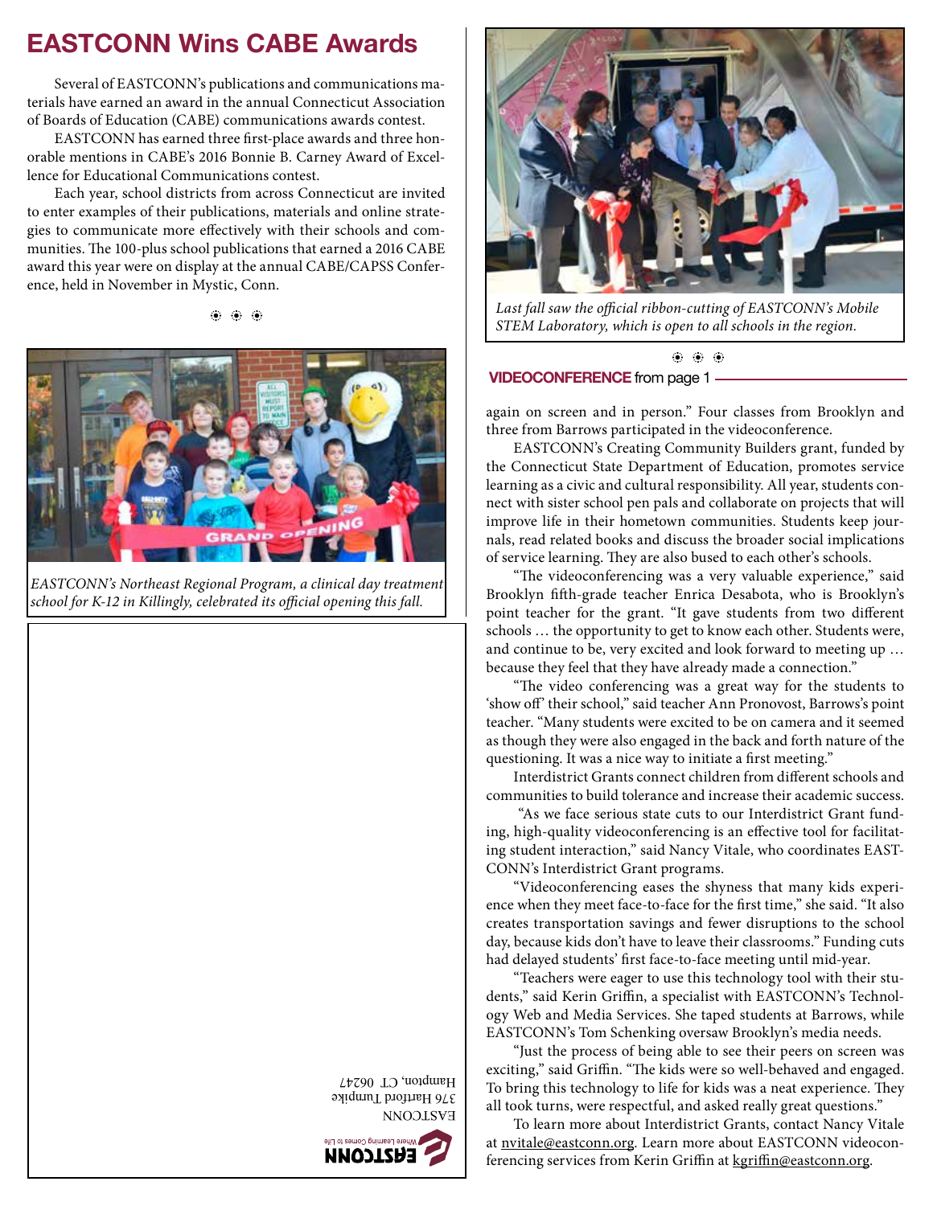# EASTCONN Wins CABE Awards

Several of EASTCONN's publications and communications materials have earned an award in the annual Connecticut Association of Boards of Education (CABE) communications awards contest.

EASTCONN has earned three first-place awards and three honorable mentions in CABE's 2016 Bonnie B. Carney Award of Excellence for Educational Communications contest.

Each year, school districts from across Connecticut are invited to enter examples of their publications, materials and online strategies to communicate more effectively with their schools and communities. The 100-plus school publications that earned a 2016 CABE award this year were on display at the annual CABE/CAPSS Conference, held in November in Mystic, Conn.

*EASTCONN's Northeast Regional Program, a clinical day treatment school for K-12 in Killingly, celebrated its official opening this fall.*

EASTCONN
376 Hartford Turnpike
Hampton, CT 06247

*Last fall saw the official ribbon-cutting of EASTCONN's Mobile STEM Laboratory, which is open to all schools in the region.*

**VIDEOCONFERENCE** from page 1

again on screen and in person." Four classes from Brooklyn and three from Barrows participated in the videoconference.

EASTCONN's Creating Community Builders grant, funded by the Connecticut State Department of Education, promotes service learning as a civic and cultural responsibility. All year, students connect with sister school pen pals and collaborate on projects that will improve life in their hometown communities. Students keep journals, read related books and discuss the broader social implications of service learning. They are also bused to each other's schools.

"The videoconferencing was a very valuable experience," said Brooklyn fifth-grade teacher Enrica Desabota, who is Brooklyn's point teacher for the grant. "It gave students from two different schools … the opportunity to get to know each other. Students were, and continue to be, very excited and look forward to meeting up … because they feel that they have already made a connection."

"The video conferencing was a great way for the students to 'show off' their school," said teacher Ann Pronovost, Barrows's point teacher. "Many students were excited to be on camera and it seemed as though they were also engaged in the back and forth nature of the questioning. It was a nice way to initiate a first meeting."

Interdistrict Grants connect children from different schools and communities to build tolerance and increase their academic success.

"As we face serious state cuts to our Interdistrict Grant funding, high-quality videoconferencing is an effective tool for facilitating student interaction," said Nancy Vitale, who coordinates EASTCONN's Interdistrict Grant programs.

"Videoconferencing eases the shyness that many kids experience when they meet face-to-face for the first time," she said. "It also creates transportation savings and fewer disruptions to the school day, because kids don't have to leave their classrooms." Funding cuts had delayed students' first face-to-face meeting until mid-year.

"Teachers were eager to use this technology tool with their students," said Kerin Griffin, a specialist with EASTCONN's Technology Web and Media Services. She taped students at Barrows, while EASTCONN's Tom Schenking oversaw Brooklyn's media needs.

"Just the process of being able to see their peers on screen was exciting," said Griffin. "The kids were so well-behaved and engaged. To bring this technology to life for kids was a neat experience. They all took turns, were respectful, and asked really great questions."

To learn more about Interdistrict Grants, contact Nancy Vitale at nvitale@eastconn.org. Learn more about EASTCONN videoconferencing services from Kerin Griffin at kgriffin@eastconn.org.